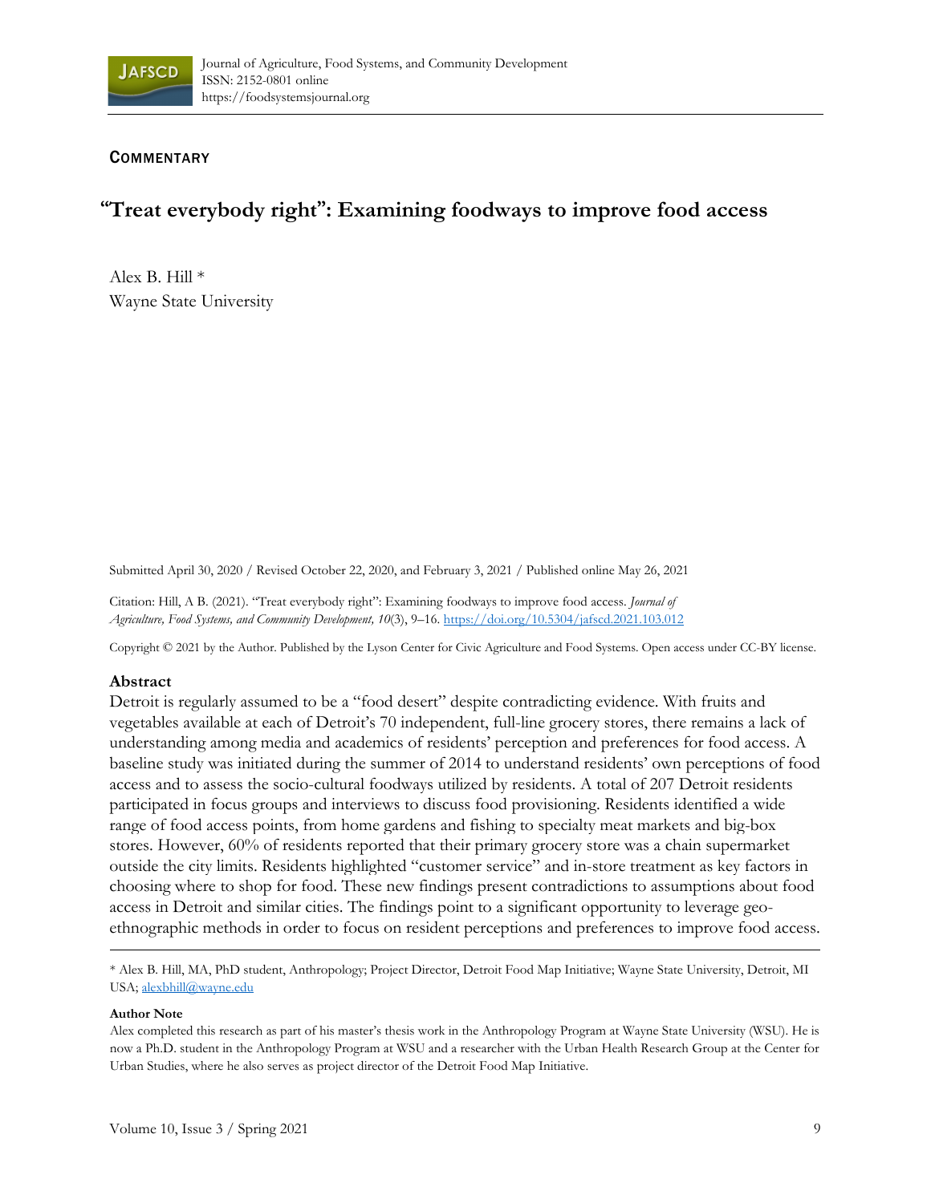Journal of Agriculture, Food Systems, and Community Development
ISSN: 2152-0801 online
https://foodsystemsjournal.org

**COMMENTARY**

# "Treat everybody right": Examining foodways to improve food access

Alex B. Hill *
Wayne State University

Submitted April 30, 2020 / Revised October 22, 2020, and February 3, 2021 / Published online May 26, 2021

Citation: Hill, A B. (2021). "Treat everybody right": Examining foodways to improve food access. *Journal of Agriculture, Food Systems, and Community Development, 10*(3), 9–16. https://doi.org/10.5304/jafscd.2021.103.012

Copyright © 2021 by the Author. Published by the Lyson Center for Civic Agriculture and Food Systems. Open access under CC-BY license.

## Abstract

Detroit is regularly assumed to be a "food desert" despite contradicting evidence. With fruits and vegetables available at each of Detroit's 70 independent, full-line grocery stores, there remains a lack of understanding among media and academics of residents' perception and preferences for food access. A baseline study was initiated during the summer of 2014 to understand residents' own perceptions of food access and to assess the socio-cultural foodways utilized by residents. A total of 207 Detroit residents participated in focus groups and interviews to discuss food provisioning. Residents identified a wide range of food access points, from home gardens and fishing to specialty meat markets and big-box stores. However, 60% of residents reported that their primary grocery store was a chain supermarket outside the city limits. Residents highlighted "customer service" and in-store treatment as key factors in choosing where to shop for food. These new findings present contradictions to assumptions about food access in Detroit and similar cities. The findings point to a significant opportunity to leverage geo-ethnographic methods in order to focus on resident perceptions and preferences to improve food access.

---

* Alex B. Hill, MA, PhD student, Anthropology; Project Director, Detroit Food Map Initiative; Wayne State University, Detroit, MI USA; alexbhill@wayne.edu

**Author Note**

Alex completed this research as part of his master's thesis work in the Anthropology Program at Wayne State University (WSU). He is now a Ph.D. student in the Anthropology Program at WSU and a researcher with the Urban Health Research Group at the Center for Urban Studies, where he also serves as project director of the Detroit Food Map Initiative.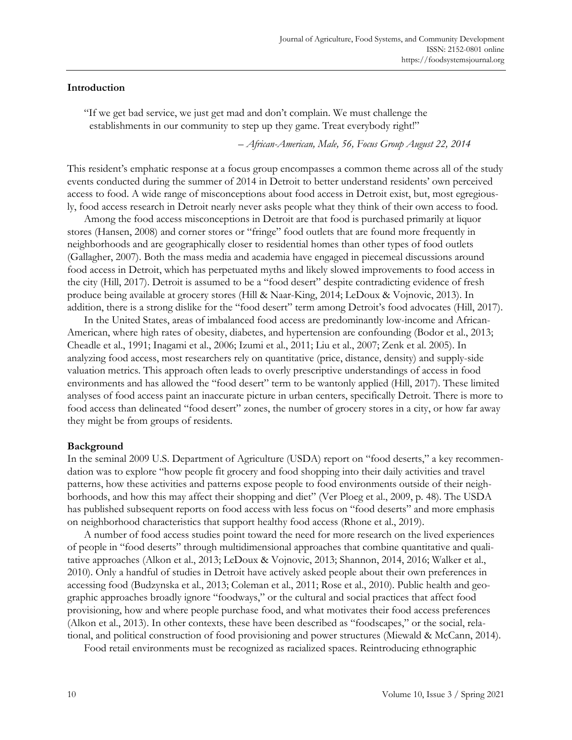## Introduction

> "If we get bad service, we just get mad and don't complain. We must challenge the establishments in our community to step up they game. Treat everybody right!"
>
> – *African-American, Male, 56, Focus Group August 22, 2014*

This resident's emphatic response at a focus group encompasses a common theme across all of the study events conducted during the summer of 2014 in Detroit to better understand residents' own perceived access to food. A wide range of misconceptions about food access in Detroit exist, but, most egregiously, food access research in Detroit nearly never asks people what they think of their own access to food.

Among the food access misconceptions in Detroit are that food is purchased primarily at liquor stores (Hansen, 2008) and corner stores or "fringe" food outlets that are found more frequently in neighborhoods and are geographically closer to residential homes than other types of food outlets (Gallagher, 2007). Both the mass media and academia have engaged in piecemeal discussions around food access in Detroit, which has perpetuated myths and likely slowed improvements to food access in the city (Hill, 2017). Detroit is assumed to be a "food desert" despite contradicting evidence of fresh produce being available at grocery stores (Hill & Naar-King, 2014; LeDoux & Vojnovic, 2013). In addition, there is a strong dislike for the "food desert" term among Detroit's food advocates (Hill, 2017).

In the United States, areas of imbalanced food access are predominantly low-income and African-American, where high rates of obesity, diabetes, and hypertension are confounding (Bodor et al., 2013; Cheadle et al., 1991; Inagami et al., 2006; Izumi et al., 2011; Liu et al., 2007; Zenk et al. 2005). In analyzing food access, most researchers rely on quantitative (price, distance, density) and supply-side valuation metrics. This approach often leads to overly prescriptive understandings of access in food environments and has allowed the "food desert" term to be wantonly applied (Hill, 2017). These limited analyses of food access paint an inaccurate picture in urban centers, specifically Detroit. There is more to food access than delineated "food desert" zones, the number of grocery stores in a city, or how far away they might be from groups of residents.

## Background

In the seminal 2009 U.S. Department of Agriculture (USDA) report on "food deserts," a key recommendation was to explore "how people fit grocery and food shopping into their daily activities and travel patterns, how these activities and patterns expose people to food environments outside of their neighborhoods, and how this may affect their shopping and diet" (Ver Ploeg et al., 2009, p. 48). The USDA has published subsequent reports on food access with less focus on "food deserts" and more emphasis on neighborhood characteristics that support healthy food access (Rhone et al., 2019).

A number of food access studies point toward the need for more research on the lived experiences of people in "food deserts" through multidimensional approaches that combine quantitative and qualitative approaches (Alkon et al., 2013; LeDoux & Vojnovic, 2013; Shannon, 2014, 2016; Walker et al., 2010). Only a handful of studies in Detroit have actively asked people about their own preferences in accessing food (Budzynska et al., 2013; Coleman et al., 2011; Rose et al., 2010). Public health and geographic approaches broadly ignore "foodways," or the cultural and social practices that affect food provisioning, how and where people purchase food, and what motivates their food access preferences (Alkon et al., 2013). In other contexts, these have been described as "foodscapes," or the social, relational, and political construction of food provisioning and power structures (Miewald & McCann, 2014).

Food retail environments must be recognized as racialized spaces. Reintroducing ethnographic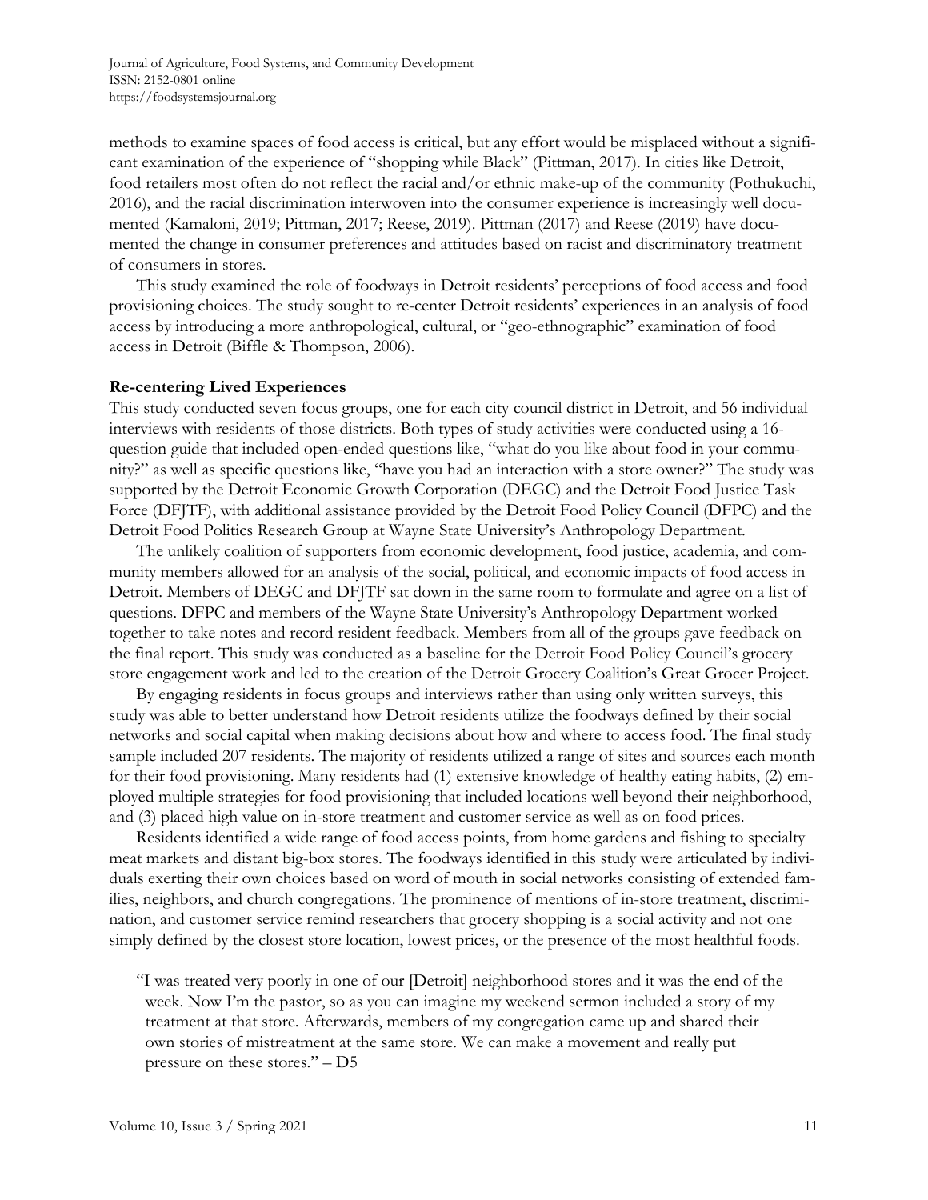methods to examine spaces of food access is critical, but any effort would be misplaced without a significant examination of the experience of "shopping while Black" (Pittman, 2017). In cities like Detroit, food retailers most often do not reflect the racial and/or ethnic make-up of the community (Pothukuchi, 2016), and the racial discrimination interwoven into the consumer experience is increasingly well documented (Kamaloni, 2019; Pittman, 2017; Reese, 2019). Pittman (2017) and Reese (2019) have documented the change in consumer preferences and attitudes based on racist and discriminatory treatment of consumers in stores.

This study examined the role of foodways in Detroit residents' perceptions of food access and food provisioning choices. The study sought to re-center Detroit residents' experiences in an analysis of food access by introducing a more anthropological, cultural, or "geo-ethnographic" examination of food access in Detroit (Biffle & Thompson, 2006).

### Re-centering Lived Experiences

This study conducted seven focus groups, one for each city council district in Detroit, and 56 individual interviews with residents of those districts. Both types of study activities were conducted using a 16-question guide that included open-ended questions like, "what do you like about food in your community?" as well as specific questions like, "have you had an interaction with a store owner?" The study was supported by the Detroit Economic Growth Corporation (DEGC) and the Detroit Food Justice Task Force (DFJTF), with additional assistance provided by the Detroit Food Policy Council (DFPC) and the Detroit Food Politics Research Group at Wayne State University's Anthropology Department.

The unlikely coalition of supporters from economic development, food justice, academia, and community members allowed for an analysis of the social, political, and economic impacts of food access in Detroit. Members of DEGC and DFJTF sat down in the same room to formulate and agree on a list of questions. DFPC and members of the Wayne State University's Anthropology Department worked together to take notes and record resident feedback. Members from all of the groups gave feedback on the final report. This study was conducted as a baseline for the Detroit Food Policy Council's grocery store engagement work and led to the creation of the Detroit Grocery Coalition's Great Grocer Project.

By engaging residents in focus groups and interviews rather than using only written surveys, this study was able to better understand how Detroit residents utilize the foodways defined by their social networks and social capital when making decisions about how and where to access food. The final study sample included 207 residents. The majority of residents utilized a range of sites and sources each month for their food provisioning. Many residents had (1) extensive knowledge of healthy eating habits, (2) employed multiple strategies for food provisioning that included locations well beyond their neighborhood, and (3) placed high value on in-store treatment and customer service as well as on food prices.

Residents identified a wide range of food access points, from home gardens and fishing to specialty meat markets and distant big-box stores. The foodways identified in this study were articulated by individuals exerting their own choices based on word of mouth in social networks consisting of extended families, neighbors, and church congregations. The prominence of mentions of in-store treatment, discrimination, and customer service remind researchers that grocery shopping is a social activity and not one simply defined by the closest store location, lowest prices, or the presence of the most healthful foods.

> "I was treated very poorly in one of our [Detroit] neighborhood stores and it was the end of the week. Now I'm the pastor, so as you can imagine my weekend sermon included a story of my treatment at that store. Afterwards, members of my congregation came up and shared their own stories of mistreatment at the same store. We can make a movement and really put pressure on these stores." – D5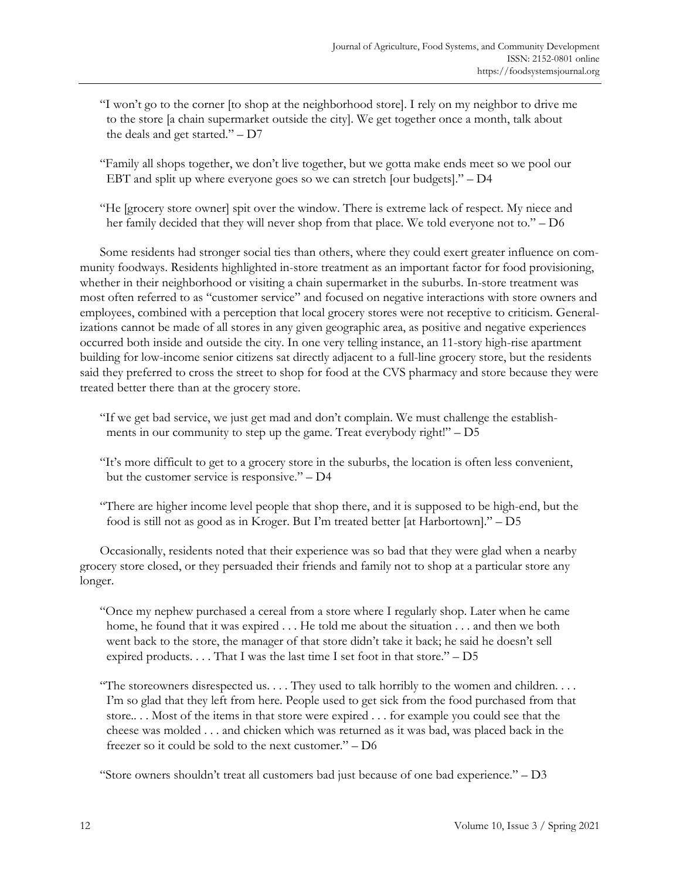> "I won't go to the corner [to shop at the neighborhood store]. I rely on my neighbor to drive me to the store [a chain supermarket outside the city]. We get together once a month, talk about the deals and get started." – D7

> "Family all shops together, we don't live together, but we gotta make ends meet so we pool our EBT and split up where everyone goes so we can stretch [our budgets]." – D4

> "He [grocery store owner] spit over the window. There is extreme lack of respect. My niece and her family decided that they will never shop from that place. We told everyone not to." – D6

Some residents had stronger social ties than others, where they could exert greater influence on community foodways. Residents highlighted in-store treatment as an important factor for food provisioning, whether in their neighborhood or visiting a chain supermarket in the suburbs. In-store treatment was most often referred to as "customer service" and focused on negative interactions with store owners and employees, combined with a perception that local grocery stores were not receptive to criticism. Generalizations cannot be made of all stores in any given geographic area, as positive and negative experiences occurred both inside and outside the city. In one very telling instance, an 11-story high-rise apartment building for low-income senior citizens sat directly adjacent to a full-line grocery store, but the residents said they preferred to cross the street to shop for food at the CVS pharmacy and store because they were treated better there than at the grocery store.

> "If we get bad service, we just get mad and don't complain. We must challenge the establishments in our community to step up the game. Treat everybody right!" – D5

> "It's more difficult to get to a grocery store in the suburbs, the location is often less convenient, but the customer service is responsive." – D4

> "There are higher income level people that shop there, and it is supposed to be high-end, but the food is still not as good as in Kroger. But I'm treated better [at Harbortown]." – D5

Occasionally, residents noted that their experience was so bad that they were glad when a nearby grocery store closed, or they persuaded their friends and family not to shop at a particular store any longer.

> "Once my nephew purchased a cereal from a store where I regularly shop. Later when he came home, he found that it was expired . . . He told me about the situation . . . and then we both went back to the store, the manager of that store didn't take it back; he said he doesn't sell expired products. . . . That I was the last time I set foot in that store." – D5

> "The storeowners disrespected us. . . . They used to talk horribly to the women and children. . . . I'm so glad that they left from here. People used to get sick from the food purchased from that store.. . . Most of the items in that store were expired . . . for example you could see that the cheese was molded . . . and chicken which was returned as it was bad, was placed back in the freezer so it could be sold to the next customer." – D6

> "Store owners shouldn't treat all customers bad just because of one bad experience." – D3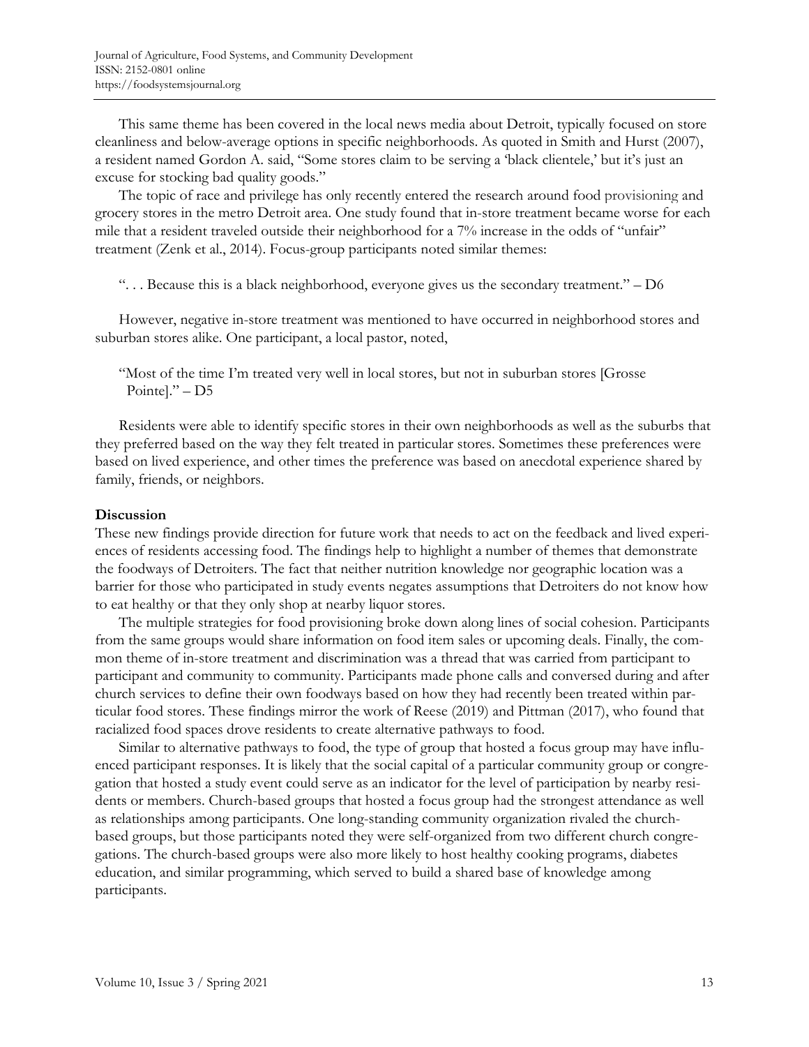This same theme has been covered in the local news media about Detroit, typically focused on store cleanliness and below-average options in specific neighborhoods. As quoted in Smith and Hurst (2007), a resident named Gordon A. said, "Some stores claim to be serving a 'black clientele,' but it's just an excuse for stocking bad quality goods."

The topic of race and privilege has only recently entered the research around food provisioning and grocery stores in the metro Detroit area. One study found that in-store treatment became worse for each mile that a resident traveled outside their neighborhood for a 7% increase in the odds of "unfair" treatment (Zenk et al., 2014). Focus-group participants noted similar themes:

> ". . . Because this is a black neighborhood, everyone gives us the secondary treatment." – D6

However, negative in-store treatment was mentioned to have occurred in neighborhood stores and suburban stores alike. One participant, a local pastor, noted,

> "Most of the time I'm treated very well in local stores, but not in suburban stores [Grosse Pointe]." – D5

Residents were able to identify specific stores in their own neighborhoods as well as the suburbs that they preferred based on the way they felt treated in particular stores. Sometimes these preferences were based on lived experience, and other times the preference was based on anecdotal experience shared by family, friends, or neighbors.

**Discussion**

These new findings provide direction for future work that needs to act on the feedback and lived experiences of residents accessing food. The findings help to highlight a number of themes that demonstrate the foodways of Detroiters. The fact that neither nutrition knowledge nor geographic location was a barrier for those who participated in study events negates assumptions that Detroiters do not know how to eat healthy or that they only shop at nearby liquor stores.

The multiple strategies for food provisioning broke down along lines of social cohesion. Participants from the same groups would share information on food item sales or upcoming deals. Finally, the common theme of in-store treatment and discrimination was a thread that was carried from participant to participant and community to community. Participants made phone calls and conversed during and after church services to define their own foodways based on how they had recently been treated within particular food stores. These findings mirror the work of Reese (2019) and Pittman (2017), who found that racialized food spaces drove residents to create alternative pathways to food.

Similar to alternative pathways to food, the type of group that hosted a focus group may have influenced participant responses. It is likely that the social capital of a particular community group or congregation that hosted a study event could serve as an indicator for the level of participation by nearby residents or members. Church-based groups that hosted a focus group had the strongest attendance as well as relationships among participants. One long-standing community organization rivaled the church-based groups, but those participants noted they were self-organized from two different church congregations. The church-based groups were also more likely to host healthy cooking programs, diabetes education, and similar programming, which served to build a shared base of knowledge among participants.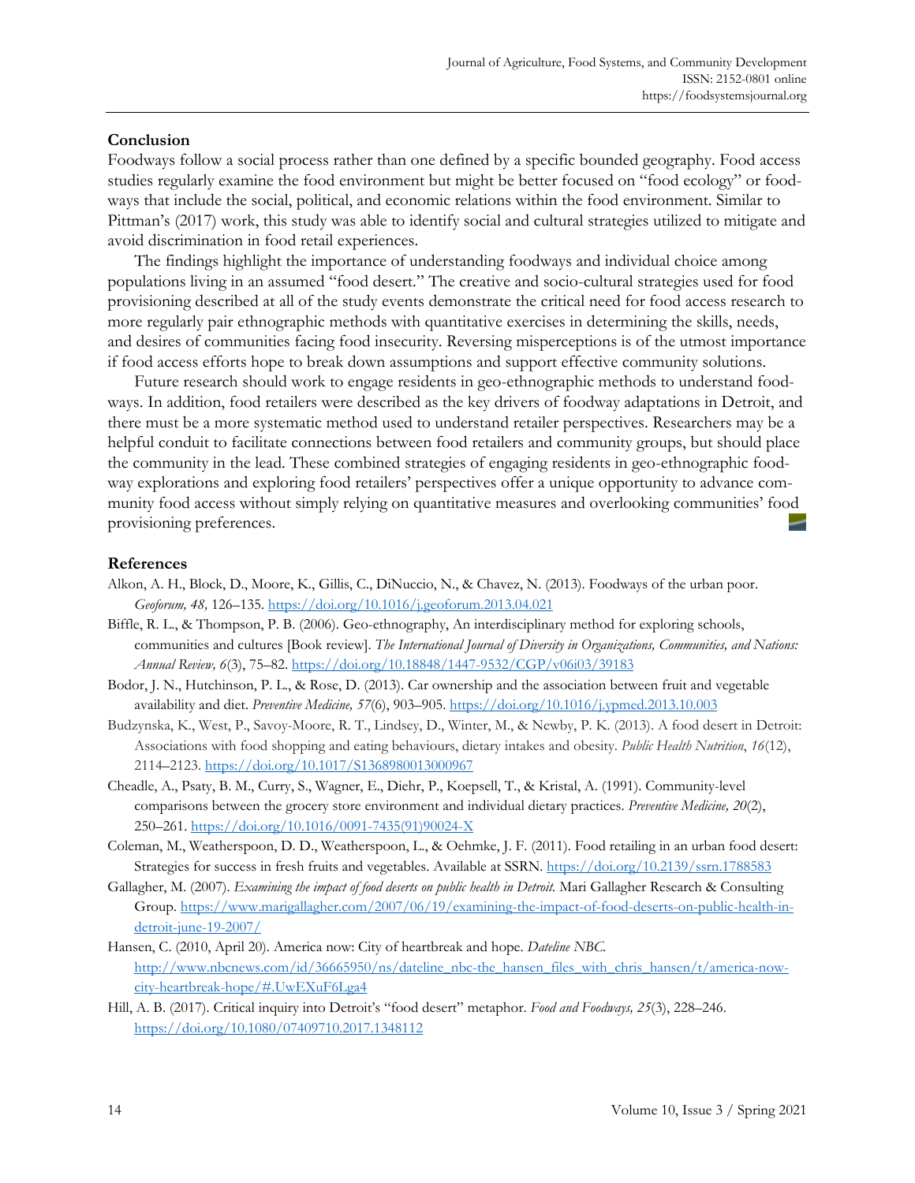## Conclusion

Foodways follow a social process rather than one defined by a specific bounded geography. Food access studies regularly examine the food environment but might be better focused on "food ecology" or foodways that include the social, political, and economic relations within the food environment. Similar to Pittman's (2017) work, this study was able to identify social and cultural strategies utilized to mitigate and avoid discrimination in food retail experiences.

The findings highlight the importance of understanding foodways and individual choice among populations living in an assumed "food desert." The creative and socio-cultural strategies used for food provisioning described at all of the study events demonstrate the critical need for food access research to more regularly pair ethnographic methods with quantitative exercises in determining the skills, needs, and desires of communities facing food insecurity. Reversing misperceptions is of the utmost importance if food access efforts hope to break down assumptions and support effective community solutions.

Future research should work to engage residents in geo-ethnographic methods to understand foodways. In addition, food retailers were described as the key drivers of foodway adaptations in Detroit, and there must be a more systematic method used to understand retailer perspectives. Researchers may be a helpful conduit to facilitate connections between food retailers and community groups, but should place the community in the lead. These combined strategies of engaging residents in geo-ethnographic foodway explorations and exploring food retailers' perspectives offer a unique opportunity to advance community food access without simply relying on quantitative measures and overlooking communities' food provisioning preferences.

## References

Alkon, A. H., Block, D., Moore, K., Gillis, C., DiNuccio, N., & Chavez, N. (2013). Foodways of the urban poor. *Geoforum, 48,* 126–135. https://doi.org/10.1016/j.geoforum.2013.04.021

Biffle, R. L., & Thompson, P. B. (2006). Geo-ethnography, An interdisciplinary method for exploring schools, communities and cultures [Book review]. *The International Journal of Diversity in Organizations, Communities, and Nations: Annual Review, 6*(3), 75–82. https://doi.org/10.18848/1447-9532/CGP/v06i03/39183

Bodor, J. N., Hutchinson, P. L., & Rose, D. (2013). Car ownership and the association between fruit and vegetable availability and diet. *Preventive Medicine, 57*(6), 903–905. https://doi.org/10.1016/j.ypmed.2013.10.003

Budzynska, K., West, P., Savoy-Moore, R. T., Lindsey, D., Winter, M., & Newby, P. K. (2013). A food desert in Detroit: Associations with food shopping and eating behaviours, dietary intakes and obesity. *Public Health Nutrition*, *16*(12), 2114–2123. https://doi.org/10.1017/S1368980013000967

Cheadle, A., Psaty, B. M., Curry, S., Wagner, E., Diehr, P., Koepsell, T., & Kristal, A. (1991). Community-level comparisons between the grocery store environment and individual dietary practices. *Preventive Medicine, 20*(2), 250–261. https://doi.org/10.1016/0091-7435(91)90024-X

Coleman, M., Weatherspoon, D. D., Weatherspoon, L., & Oehmke, J. F. (2011). Food retailing in an urban food desert: Strategies for success in fresh fruits and vegetables. Available at SSRN. https://doi.org/10.2139/ssrn.1788583

Gallagher, M. (2007). *Examining the impact of food deserts on public health in Detroit.* Mari Gallagher Research & Consulting Group. https://www.marigallagher.com/2007/06/19/examining-the-impact-of-food-deserts-on-public-health-in-detroit-june-19-2007/

Hansen, C. (2010, April 20). America now: City of heartbreak and hope. *Dateline NBC.* http://www.nbcnews.com/id/36665950/ns/dateline_nbc-the_hansen_files_with_chris_hansen/t/america-now-city-heartbreak-hope/#.UwEXuF6Lga4

Hill, A. B. (2017). Critical inquiry into Detroit's "food desert" metaphor. *Food and Foodways, 25*(3), 228–246. https://doi.org/10.1080/07409710.2017.1348112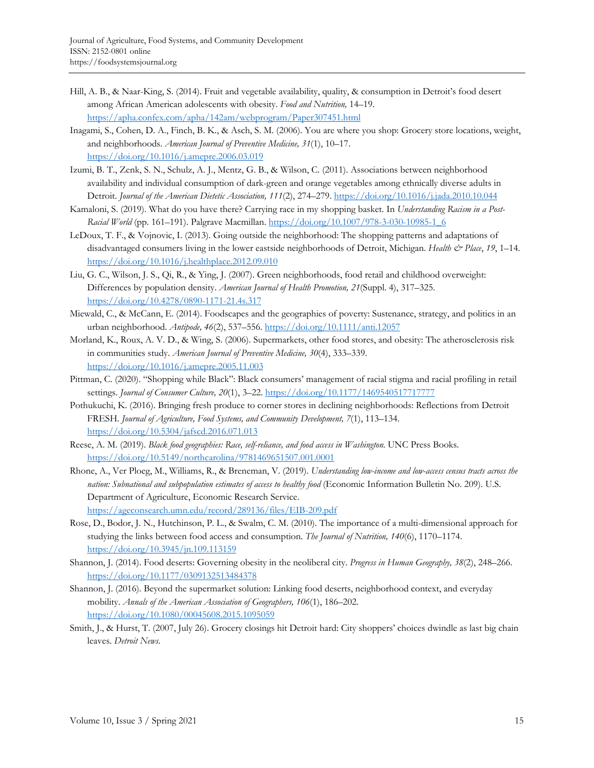Hill, A. B., & Naar-King, S. (2014). Fruit and vegetable availability, quality, & consumption in Detroit's food desert among African American adolescents with obesity. *Food and Nutrition,* 14–19. https://apha.confex.com/apha/142am/webprogram/Paper307451.html

Inagami, S., Cohen, D. A., Finch, B. K., & Asch, S. M. (2006). You are where you shop: Grocery store locations, weight, and neighborhoods. *American Journal of Preventive Medicine, 31*(1), 10–17. https://doi.org/10.1016/j.amepre.2006.03.019

Izumi, B. T., Zenk, S. N., Schulz, A. J., Mentz, G. B., & Wilson, C. (2011). Associations between neighborhood availability and individual consumption of dark-green and orange vegetables among ethnically diverse adults in Detroit. *Journal of the American Dietetic Association, 111*(2), 274–279. https://doi.org/10.1016/j.jada.2010.10.044

Kamaloni, S. (2019). What do you have there? Carrying race in my shopping basket. In *Understanding Racism in a Post-Racial World* (pp. 161–191). Palgrave Macmillan. https://doi.org/10.1007/978-3-030-10985-1_6

LeDoux, T. F., & Vojnovic, I. (2013). Going outside the neighborhood: The shopping patterns and adaptations of disadvantaged consumers living in the lower eastside neighborhoods of Detroit, Michigan. *Health & Place*, *19*, 1–14. https://doi.org/10.1016/j.healthplace.2012.09.010

Liu, G. C., Wilson, J. S., Qi, R., & Ying, J. (2007). Green neighborhoods, food retail and childhood overweight: Differences by population density. *American Journal of Health Promotion, 21*(Suppl. 4), 317–325. https://doi.org/10.4278/0890-1171-21.4s.317

Miewald, C., & McCann, E. (2014). Foodscapes and the geographies of poverty: Sustenance, strategy, and politics in an urban neighborhood. *Antipode, 46*(2), 537–556. https://doi.org/10.1111/anti.12057

Morland, K., Roux, A. V. D., & Wing, S. (2006). Supermarkets, other food stores, and obesity: The atherosclerosis risk in communities study. *American Journal of Preventive Medicine, 30*(4), 333–339. https://doi.org/10.1016/j.amepre.2005.11.003

Pittman, C. (2020). "Shopping while Black": Black consumers' management of racial stigma and racial profiling in retail settings. *Journal of Consumer Culture, 20*(1), 3–22. https://doi.org/10.1177/1469540517717777

Pothukuchi, K. (2016). Bringing fresh produce to corner stores in declining neighborhoods: Reflections from Detroit FRESH. *Journal of Agriculture, Food Systems, and Community Development, 7*(1), 113–134. https://doi.org/10.5304/jafscd.2016.071.013

Reese, A. M. (2019). *Black food geographies: Race, self-reliance, and food access in Washington.* UNC Press Books. https://doi.org/10.5149/northcarolina/9781469651507.001.0001

Rhone, A., Ver Ploeg, M., Williams, R., & Breneman, V. (2019). *Understanding low-income and low-access census tracts across the nation: Subnational and subpopulation estimates of access to healthy food* (Economic Information Bulletin No. 209). U.S. Department of Agriculture, Economic Research Service. https://ageconsearch.umn.edu/record/289136/files/EIB-209.pdf

Rose, D., Bodor, J. N., Hutchinson, P. L., & Swalm, C. M. (2010). The importance of a multi-dimensional approach for studying the links between food access and consumption. *The Journal of Nutrition, 140*(6), 1170–1174. https://doi.org/10.3945/jn.109.113159

Shannon, J. (2014). Food deserts: Governing obesity in the neoliberal city. *Progress in Human Geography, 38*(2), 248–266. https://doi.org/10.1177/0309132513484378

Shannon, J. (2016). Beyond the supermarket solution: Linking food deserts, neighborhood context, and everyday mobility. *Annals of the American Association of Geographers, 106*(1), 186–202. https://doi.org/10.1080/00045608.2015.1095059

Smith, J., & Hurst, T. (2007, July 26). Grocery closings hit Detroit hard: City shoppers' choices dwindle as last big chain leaves. *Detroit News.*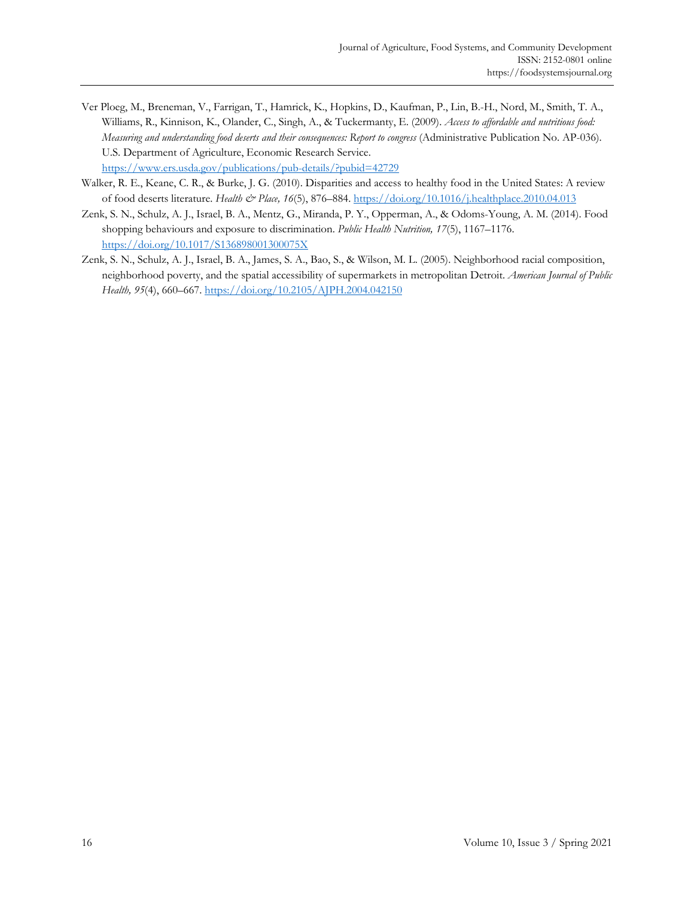Ver Ploeg, M., Breneman, V., Farrigan, T., Hamrick, K., Hopkins, D., Kaufman, P., Lin, B.-H., Nord, M., Smith, T. A., Williams, R., Kinnison, K., Olander, C., Singh, A., & Tuckermanty, E. (2009). *Access to affordable and nutritious food: Measuring and understanding food deserts and their consequences: Report to congress* (Administrative Publication No. AP-036). U.S. Department of Agriculture, Economic Research Service. https://www.ers.usda.gov/publications/pub-details/?pubid=42729

Walker, R. E., Keane, C. R., & Burke, J. G. (2010). Disparities and access to healthy food in the United States: A review of food deserts literature. *Health & Place, 16*(5), 876–884. https://doi.org/10.1016/j.healthplace.2010.04.013

Zenk, S. N., Schulz, A. J., Israel, B. A., Mentz, G., Miranda, P. Y., Opperman, A., & Odoms-Young, A. M. (2014). Food shopping behaviours and exposure to discrimination. *Public Health Nutrition, 17*(5), 1167–1176. https://doi.org/10.1017/S136898001300075X

Zenk, S. N., Schulz, A. J., Israel, B. A., James, S. A., Bao, S., & Wilson, M. L. (2005). Neighborhood racial composition, neighborhood poverty, and the spatial accessibility of supermarkets in metropolitan Detroit. *American Journal of Public Health, 95*(4), 660–667. https://doi.org/10.2105/AJPH.2004.042150